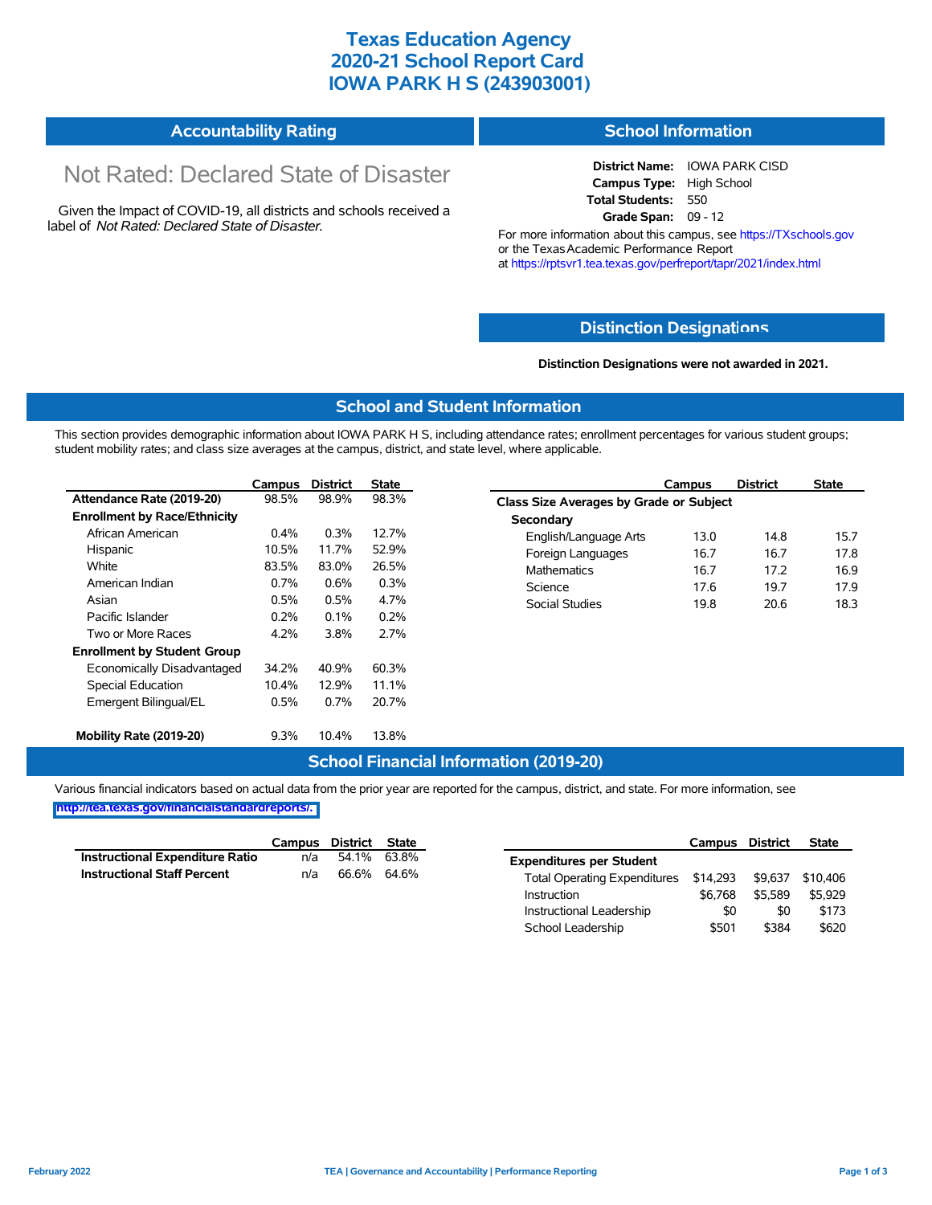# Texas Education Agency
# 2020-21 School Report Card
# IOWA PARK H S (243903001)

## Accountability Rating

Not Rated: Declared State of Disaster

Given the Impact of COVID-19, all districts and schools received a label of *Not Rated: Declared State of Disaster*.

## School Information

**District Name:** IOWA PARK CISD
**Campus Type:** High School
**Total Students:** 550
**Grade Span:** 09 - 12

For more information about this campus, see https://TXschools.gov or the Texas Academic Performance Report at https://rptsvr1.tea.texas.gov/perfreport/tapr/2021/index.html

## Distinction Designations

**Distinction Designations were not awarded in 2021.**

## School and Student Information

This section provides demographic information about IOWA PARK H S, including attendance rates; enrollment percentages for various student groups; student mobility rates; and class size averages at the campus, district, and state level, where applicable.

| | Campus | District | State |
|---|---|---|---|
| **Attendance Rate (2019-20)** | 98.5% | 98.9% | 98.3% |
| **Enrollment by Race/Ethnicity** | | | |
| African American | 0.4% | 0.3% | 12.7% |
| Hispanic | 10.5% | 11.7% | 52.9% |
| White | 83.5% | 83.0% | 26.5% |
| American Indian | 0.7% | 0.6% | 0.3% |
| Asian | 0.5% | 0.5% | 4.7% |
| Pacific Islander | 0.2% | 0.1% | 0.2% |
| Two or More Races | 4.2% | 3.8% | 2.7% |
| **Enrollment by Student Group** | | | |
| Economically Disadvantaged | 34.2% | 40.9% | 60.3% |
| Special Education | 10.4% | 12.9% | 11.1% |
| Emergent Bilingual/EL | 0.5% | 0.7% | 20.7% |
| **Mobility Rate (2019-20)** | 9.3% | 10.4% | 13.8% |

| | Campus | District | State |
|---|---|---|---|
| **Class Size Averages by Grade or Subject** | | | |
| **Secondary** | | | |
| English/Language Arts | 13.0 | 14.8 | 15.7 |
| Foreign Languages | 16.7 | 16.7 | 17.8 |
| Mathematics | 16.7 | 17.2 | 16.9 |
| Science | 17.6 | 19.7 | 17.9 |
| Social Studies | 19.8 | 20.6 | 18.3 |

## School Financial Information (2019-20)

Various financial indicators based on actual data from the prior year are reported for the campus, district, and state. For more information, see http://tea.texas.gov/financialstandardreports/.

| | Campus | District | State |
|---|---|---|---|
| **Instructional Expenditure Ratio** | n/a | 54.1% | 63.8% |
| **Instructional Staff Percent** | n/a | 66.6% | 64.6% |

| | Campus | District | State |
|---|---|---|---|
| **Expenditures per Student** | | | |
| Total Operating Expenditures | $14,293 | $9,637 | $10,406 |
| Instruction | $6,768 | $5,589 | $5,929 |
| Instructional Leadership | $0 | $0 | $173 |
| School Leadership | $501 | $384 | $620 |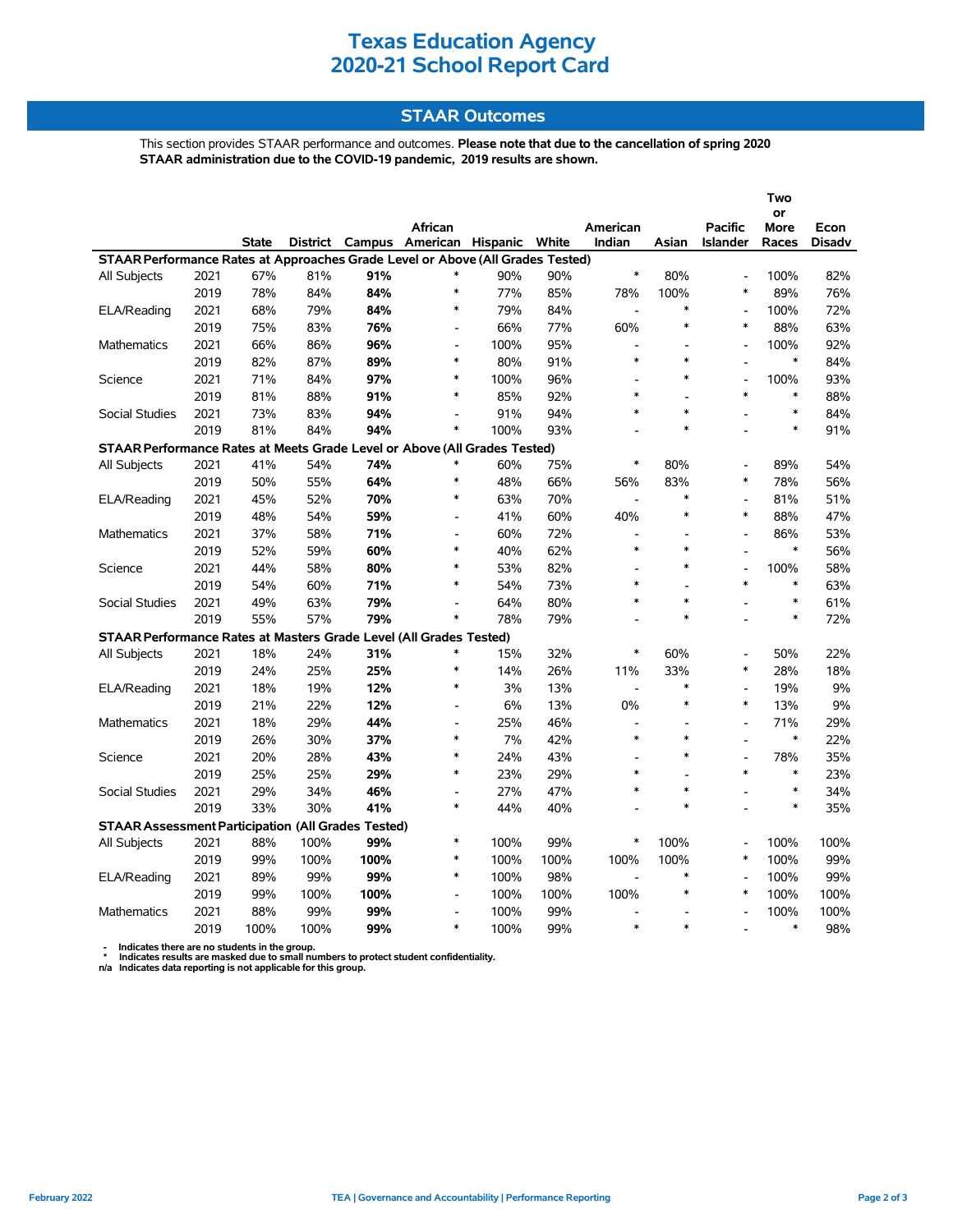# Texas Education Agency
# 2020-21 School Report Card

## STAAR Outcomes

This section provides STAAR performance and outcomes. **Please note that due to the cancellation of spring 2020 STAAR administration due to the COVID-19 pandemic, 2019 results are shown.**

| | | State | District | Campus | African American | Hispanic | White | American Indian | Asian | Pacific Islander | Two or More Races | Econ Disadv |
|---|---|---|---|---|---|---|---|---|---|---|---|---|
| **STAAR Performance Rates at Approaches Grade Level or Above (All Grades Tested)** | | | | | | | | | | | | |
| All Subjects | 2021 | 67% | 81% | **91%** | * | 90% | 90% | * | 80% | - | 100% | 82% |
| | 2019 | 78% | 84% | **84%** | * | 77% | 85% | 78% | 100% | * | 89% | 76% |
| ELA/Reading | 2021 | 68% | 79% | **84%** | * | 79% | 84% | - | * | - | 100% | 72% |
| | 2019 | 75% | 83% | **76%** | - | 66% | 77% | 60% | * | * | 88% | 63% |
| Mathematics | 2021 | 66% | 86% | **96%** | - | 100% | 95% | - | - | - | 100% | 92% |
| | 2019 | 82% | 87% | **89%** | * | 80% | 91% | * | * | - | * | 84% |
| Science | 2021 | 71% | 84% | **97%** | * | 100% | 96% | - | * | - | 100% | 93% |
| | 2019 | 81% | 88% | **91%** | * | 85% | 92% | * | - | * | * | 88% |
| Social Studies | 2021 | 73% | 83% | **94%** | - | 91% | 94% | * | * | - | * | 84% |
| | 2019 | 81% | 84% | **94%** | * | 100% | 93% | - | * | - | * | 91% |
| **STAAR Performance Rates at Meets Grade Level or Above (All Grades Tested)** | | | | | | | | | | | | |
| All Subjects | 2021 | 41% | 54% | **74%** | * | 60% | 75% | * | 80% | - | 89% | 54% |
| | 2019 | 50% | 55% | **64%** | * | 48% | 66% | 56% | 83% | * | 78% | 56% |
| ELA/Reading | 2021 | 45% | 52% | **70%** | * | 63% | 70% | - | * | - | 81% | 51% |
| | 2019 | 48% | 54% | **59%** | - | 41% | 60% | 40% | * | * | 88% | 47% |
| Mathematics | 2021 | 37% | 58% | **71%** | - | 60% | 72% | - | - | - | 86% | 53% |
| | 2019 | 52% | 59% | **60%** | * | 40% | 62% | * | * | - | * | 56% |
| Science | 2021 | 44% | 58% | **80%** | * | 53% | 82% | - | * | - | 100% | 58% |
| | 2019 | 54% | 60% | **71%** | * | 54% | 73% | * | - | * | * | 63% |
| Social Studies | 2021 | 49% | 63% | **79%** | - | 64% | 80% | * | * | - | * | 61% |
| | 2019 | 55% | 57% | **79%** | * | 78% | 79% | - | * | - | * | 72% |
| **STAAR Performance Rates at Masters Grade Level (All Grades Tested)** | | | | | | | | | | | | |
| All Subjects | 2021 | 18% | 24% | **31%** | * | 15% | 32% | * | 60% | - | 50% | 22% |
| | 2019 | 24% | 25% | **25%** | * | 14% | 26% | 11% | 33% | * | 28% | 18% |
| ELA/Reading | 2021 | 18% | 19% | **12%** | * | 3% | 13% | - | * | - | 19% | 9% |
| | 2019 | 21% | 22% | **12%** | - | 6% | 13% | 0% | * | * | 13% | 9% |
| Mathematics | 2021 | 18% | 29% | **44%** | - | 25% | 46% | - | - | - | 71% | 29% |
| | 2019 | 26% | 30% | **37%** | * | 7% | 42% | * | * | - | * | 22% |
| Science | 2021 | 20% | 28% | **43%** | * | 24% | 43% | - | * | - | 78% | 35% |
| | 2019 | 25% | 25% | **29%** | * | 23% | 29% | * | - | * | * | 23% |
| Social Studies | 2021 | 29% | 34% | **46%** | - | 27% | 47% | * | * | - | * | 34% |
| | 2019 | 33% | 30% | **41%** | * | 44% | 40% | - | * | - | * | 35% |
| **STAAR Assessment Participation (All Grades Tested)** | | | | | | | | | | | | |
| All Subjects | 2021 | 88% | 100% | **99%** | * | 100% | 99% | * | 100% | - | 100% | 100% |
| | 2019 | 99% | 100% | **100%** | * | 100% | 100% | 100% | 100% | * | 100% | 99% |
| ELA/Reading | 2021 | 89% | 99% | **99%** | * | 100% | 98% | - | * | - | 100% | 99% |
| | 2019 | 99% | 100% | **100%** | - | 100% | 100% | 100% | * | * | 100% | 100% |
| Mathematics | 2021 | 88% | 99% | **99%** | - | 100% | 99% | - | - | - | 100% | 100% |
| | 2019 | 100% | 100% | **99%** | * | 100% | 99% | * | * | - | * | 98% |

- '-' Indicates there are no students in the group.
- '*' Indicates results are masked due to small numbers to protect student confidentiality.
- n/a Indicates data reporting is not applicable for this group.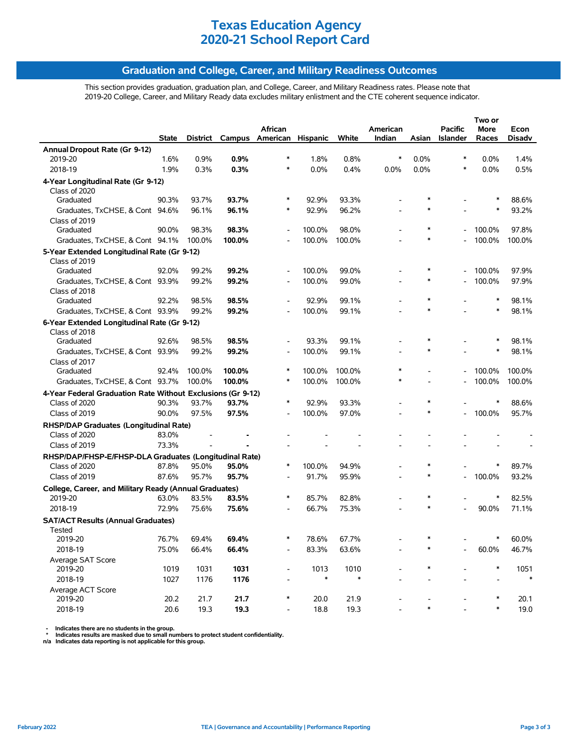# Texas Education Agency
# 2020-21 School Report Card

## Graduation and College, Career, and Military Readiness Outcomes

This section provides graduation, graduation plan, and College, Career, and Military Readiness rates. Please note that 2019-20 College, Career, and Military Ready data excludes military enlistment and the CTE coherent sequence indicator.

| | State | District | Campus | African American | Hispanic | White | American Indian | Asian | Pacific Islander | Two or More Races | Econ Disadv |
|---|---|---|---|---|---|---|---|---|---|---|---|
| **Annual Dropout Rate (Gr 9-12)** | | | | | | | | | | | |
| 2019-20 | 1.6% | 0.9% | **0.9%** | * | 1.8% | 0.8% | * | 0.0% | * | 0.0% | 1.4% |
| 2018-19 | 1.9% | 0.3% | **0.3%** | * | 0.0% | 0.4% | 0.0% | 0.0% | * | 0.0% | 0.5% |
| **4-Year Longitudinal Rate (Gr 9-12)** | | | | | | | | | | | |
| Class of 2020 | | | | | | | | | | | |
| Graduated | 90.3% | 93.7% | **93.7%** | * | 92.9% | 93.3% | - | * | - | * | 88.6% |
| Graduates, TxCHSE, & Cont | 94.6% | 96.1% | **96.1%** | * | 92.9% | 96.2% | - | * | - | * | 93.2% |
| Class of 2019 | | | | | | | | | | | |
| Graduated | 90.0% | 98.3% | **98.3%** | - | 100.0% | 98.0% | - | * | - | 100.0% | 97.8% |
| Graduates, TxCHSE, & Cont | 94.1% | 100.0% | **100.0%** | - | 100.0% | 100.0% | - | * | - | 100.0% | 100.0% |
| **5-Year Extended Longitudinal Rate (Gr 9-12)** | | | | | | | | | | | |
| Class of 2019 | | | | | | | | | | | |
| Graduated | 92.0% | 99.2% | **99.2%** | - | 100.0% | 99.0% | - | * | - | 100.0% | 97.9% |
| Graduates, TxCHSE, & Cont | 93.9% | 99.2% | **99.2%** | - | 100.0% | 99.0% | - | * | - | 100.0% | 97.9% |
| Class of 2018 | | | | | | | | | | | |
| Graduated | 92.2% | 98.5% | **98.5%** | - | 92.9% | 99.1% | - | * | - | * | 98.1% |
| Graduates, TxCHSE, & Cont | 93.9% | 99.2% | **99.2%** | - | 100.0% | 99.1% | - | * | - | * | 98.1% |
| **6-Year Extended Longitudinal Rate (Gr 9-12)** | | | | | | | | | | | |
| Class of 2018 | | | | | | | | | | | |
| Graduated | 92.6% | 98.5% | **98.5%** | - | 93.3% | 99.1% | - | * | - | * | 98.1% |
| Graduates, TxCHSE, & Cont | 93.9% | 99.2% | **99.2%** | - | 100.0% | 99.1% | - | * | - | * | 98.1% |
| Class of 2017 | | | | | | | | | | | |
| Graduated | 92.4% | 100.0% | **100.0%** | * | 100.0% | 100.0% | * | - | - | 100.0% | 100.0% |
| Graduates, TxCHSE, & Cont | 93.7% | 100.0% | **100.0%** | * | 100.0% | 100.0% | * | - | - | 100.0% | 100.0% |
| **4-Year Federal Graduation Rate Without Exclusions (Gr 9-12)** | | | | | | | | | | | |
| Class of 2020 | 90.3% | 93.7% | **93.7%** | * | 92.9% | 93.3% | - | * | - | * | 88.6% |
| Class of 2019 | 90.0% | 97.5% | **97.5%** | - | 100.0% | 97.0% | - | * | - | 100.0% | 95.7% |
| **RHSP/DAP Graduates (Longitudinal Rate)** | | | | | | | | | | | |
| Class of 2020 | 83.0% | - | **-** | - | - | - | - | - | - | - | - |
| Class of 2019 | 73.3% | - | **-** | - | - | - | - | - | - | - | - |
| **RHSP/DAP/FHSP-E/FHSP-DLA Graduates (Longitudinal Rate)** | | | | | | | | | | | |
| Class of 2020 | 87.8% | 95.0% | **95.0%** | * | 100.0% | 94.9% | - | * | - | * | 89.7% |
| Class of 2019 | 87.6% | 95.7% | **95.7%** | - | 91.7% | 95.9% | - | * | - | 100.0% | 93.2% |
| **College, Career, and Military Ready (Annual Graduates)** | | | | | | | | | | | |
| 2019-20 | 63.0% | 83.5% | **83.5%** | * | 85.7% | 82.8% | - | * | - | * | 82.5% |
| 2018-19 | 72.9% | 75.6% | **75.6%** | - | 66.7% | 75.3% | - | * | - | 90.0% | 71.1% |
| **SAT/ACT Results (Annual Graduates)** | | | | | | | | | | | |
| Tested | | | | | | | | | | | |
| 2019-20 | 76.7% | 69.4% | **69.4%** | * | 78.6% | 67.7% | - | * | - | * | 60.0% |
| 2018-19 | 75.0% | 66.4% | **66.4%** | - | 83.3% | 63.6% | - | * | - | 60.0% | 46.7% |
| Average SAT Score | | | | | | | | | | | |
| 2019-20 | 1019 | 1031 | **1031** | - | 1013 | 1010 | - | * | - | * | 1051 |
| 2018-19 | 1027 | 1176 | **1176** | - | * | * | - | - | - | - | * |
| Average ACT Score | | | | | | | | | | | |
| 2019-20 | 20.2 | 21.7 | **21.7** | * | 20.0 | 21.9 | - | - | - | * | 20.1 |
| 2018-19 | 20.6 | 19.3 | **19.3** | - | 18.8 | 19.3 | - | * | - | * | 19.0 |

- Indicates there are no students in the group.
\* Indicates results are masked due to small numbers to protect student confidentiality.
n/a Indicates data reporting is not applicable for this group.